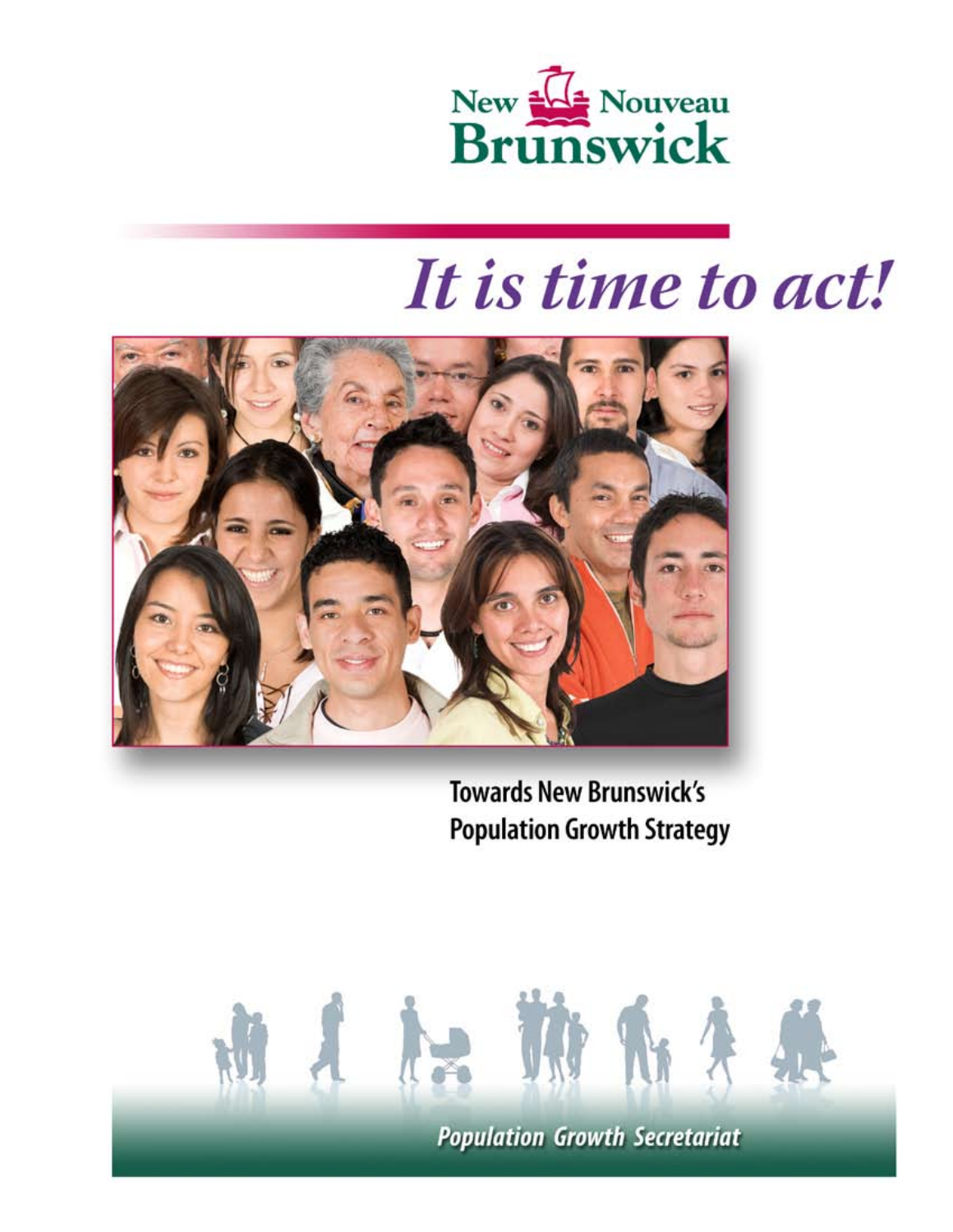New Nouveau Brunswick

# *It is time to act!*

**Towards New Brunswick's Population Growth Strategy**

***Population Growth Secretariat***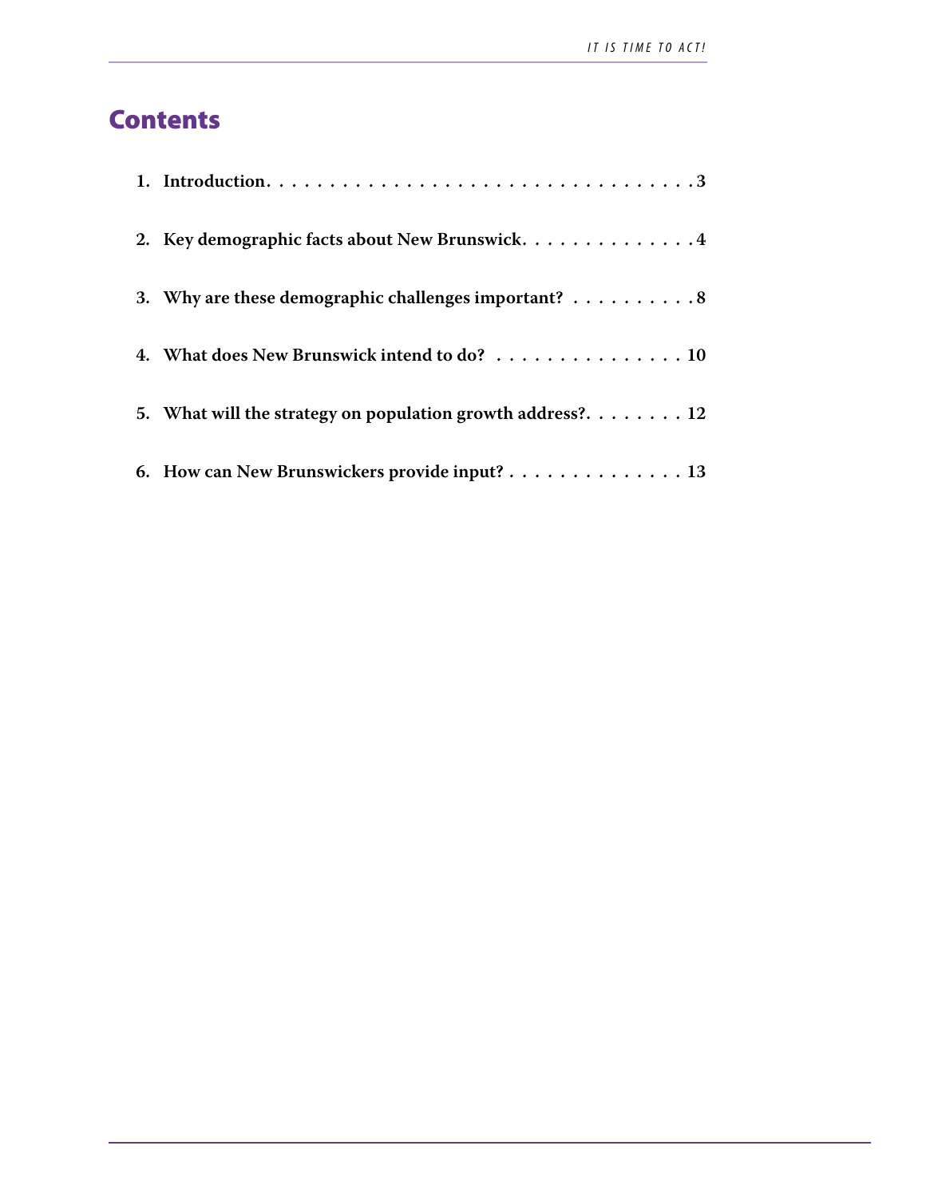# Contents

1. **Introduction** . . . . . . . . . . . . . . . . . . . . . . . . . . . . . . . . . . **3**

2. **Key demographic facts about New Brunswick** . . . . . . . . . . . . . . **4**

3. **Why are these demographic challenges important?** . . . . . . . . . . **8**

4. **What does New Brunswick intend to do?** . . . . . . . . . . . . . . . . **10**

5. **What will the strategy on population growth address?** . . . . . . . . **12**

6. **How can New Brunswickers provide input?** . . . . . . . . . . . . . . . **13**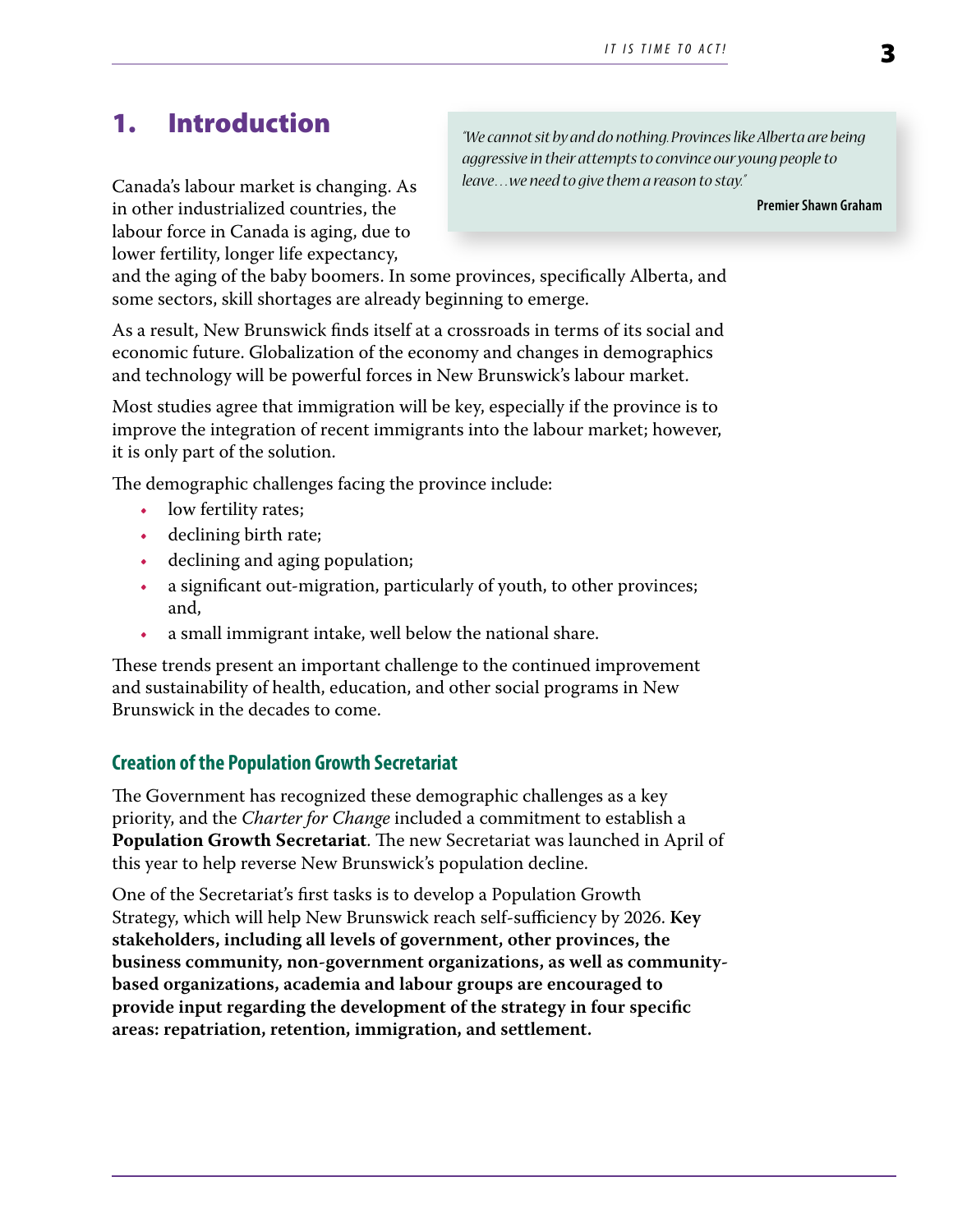# 1. Introduction

> *"We cannot sit by and do nothing. Provinces like Alberta are being aggressive in their attempts to convince our young people to leave…we need to give them a reason to stay."*
>
> **Premier Shawn Graham**

Canada's labour market is changing. As in other industrialized countries, the labour force in Canada is aging, due to lower fertility, longer life expectancy, and the aging of the baby boomers. In some provinces, specifically Alberta, and some sectors, skill shortages are already beginning to emerge.

As a result, New Brunswick finds itself at a crossroads in terms of its social and economic future. Globalization of the economy and changes in demographics and technology will be powerful forces in New Brunswick's labour market.

Most studies agree that immigration will be key, especially if the province is to improve the integration of recent immigrants into the labour market; however, it is only part of the solution.

The demographic challenges facing the province include:

- low fertility rates;
- declining birth rate;
- declining and aging population;
- a significant out-migration, particularly of youth, to other provinces; and,
- a small immigrant intake, well below the national share.

These trends present an important challenge to the continued improvement and sustainability of health, education, and other social programs in New Brunswick in the decades to come.

## Creation of the Population Growth Secretariat

The Government has recognized these demographic challenges as a key priority, and the *Charter for Change* included a commitment to establish a **Population Growth Secretariat**. The new Secretariat was launched in April of this year to help reverse New Brunswick's population decline.

One of the Secretariat's first tasks is to develop a Population Growth Strategy, which will help New Brunswick reach self-sufficiency by 2026. **Key stakeholders, including all levels of government, other provinces, the business community, non-government organizations, as well as community-based organizations, academia and labour groups are encouraged to provide input regarding the development of the strategy in four specific areas: repatriation, retention, immigration, and settlement.**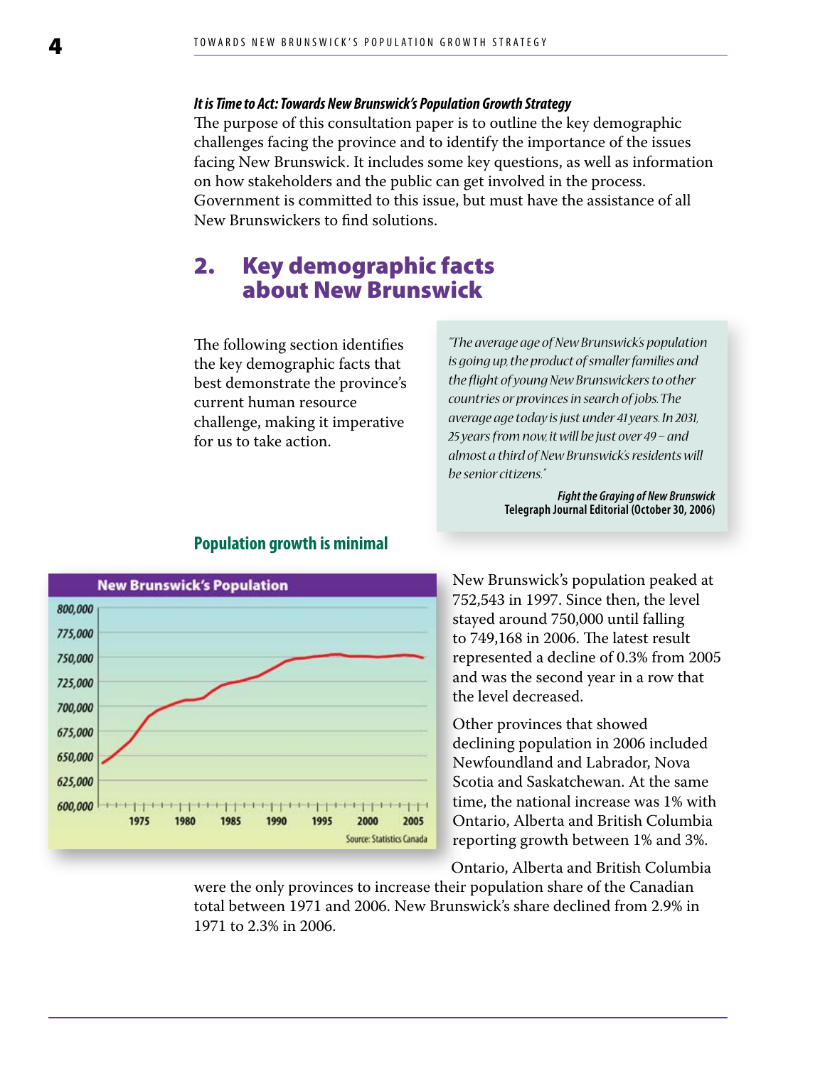***It is Time to Act: Towards New Brunswick's Population Growth Strategy***

The purpose of this consultation paper is to outline the key demographic challenges facing the province and to identify the importance of the issues facing New Brunswick. It includes some key questions, as well as information on how stakeholders and the public can get involved in the process. Government is committed to this issue, but must have the assistance of all New Brunswickers to find solutions.

## 2. Key demographic facts about New Brunswick

The following section identifies the key demographic facts that best demonstrate the province's current human resource challenge, making it imperative for us to take action.

> *"The average age of New Brunswick's population is going up, the product of smaller families and the flight of young New Brunswickers to other countries or provinces in search of jobs. The average age today is just under 41 years. In 2031, 25 years from now, it will be just over 49 – and almost a third of New Brunswick's residents will be senior citizens."*
>
> ***Fight the Graying of New Brunswick***
> **Telegraph Journal Editorial (October 30, 2006)**

### Population growth is minimal

New Brunswick's population peaked at 752,543 in 1997. Since then, the level stayed around 750,000 until falling to 749,168 in 2006. The latest result represented a decline of 0.3% from 2005 and was the second year in a row that the level decreased.

Other provinces that showed declining population in 2006 included Newfoundland and Labrador, Nova Scotia and Saskatchewan. At the same time, the national increase was 1% with Ontario, Alberta and British Columbia reporting growth between 1% and 3%.

Ontario, Alberta and British Columbia were the only provinces to increase their population share of the Canadian total between 1971 and 2006. New Brunswick's share declined from 2.9% in 1971 to 2.3% in 2006.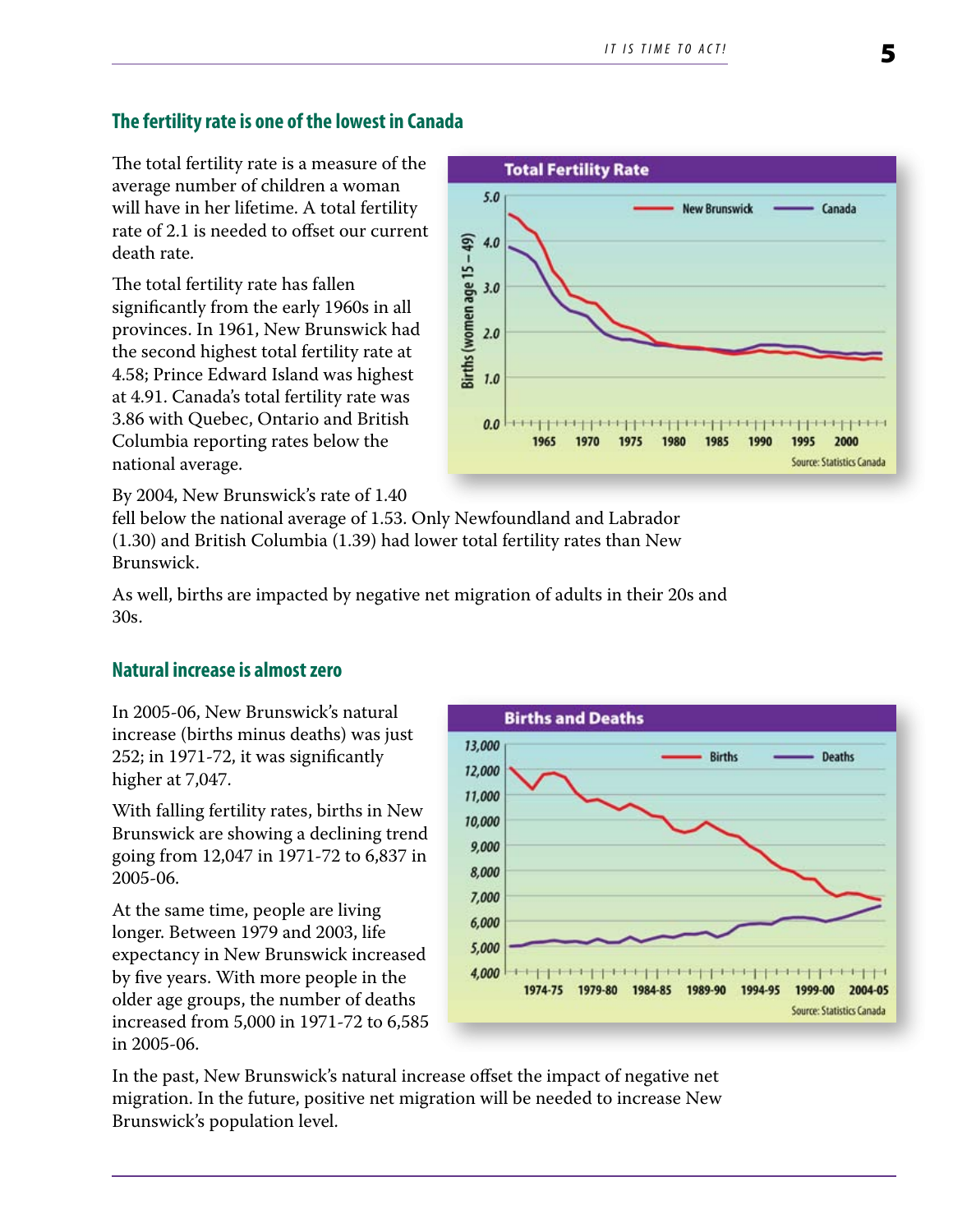## The fertility rate is one of the lowest in Canada

The total fertility rate is a measure of the average number of children a woman will have in her lifetime. A total fertility rate of 2.1 is needed to offset our current death rate.

The total fertility rate has fallen significantly from the early 1960s in all provinces. In 1961, New Brunswick had the second highest total fertility rate at 4.58; Prince Edward Island was highest at 4.91. Canada's total fertility rate was 3.86 with Quebec, Ontario and British Columbia reporting rates below the national average.

By 2004, New Brunswick's rate of 1.40 fell below the national average of 1.53. Only Newfoundland and Labrador (1.30) and British Columbia (1.39) had lower total fertility rates than New Brunswick.

As well, births are impacted by negative net migration of adults in their 20s and 30s.

## Natural increase is almost zero

In 2005-06, New Brunswick's natural increase (births minus deaths) was just 252; in 1971-72, it was significantly higher at 7,047.

With falling fertility rates, births in New Brunswick are showing a declining trend going from 12,047 in 1971-72 to 6,837 in 2005-06.

At the same time, people are living longer. Between 1979 and 2003, life expectancy in New Brunswick increased by five years. With more people in the older age groups, the number of deaths increased from 5,000 in 1971-72 to 6,585 in 2005-06.

In the past, New Brunswick's natural increase offset the impact of negative net migration. In the future, positive net migration will be needed to increase New Brunswick's population level.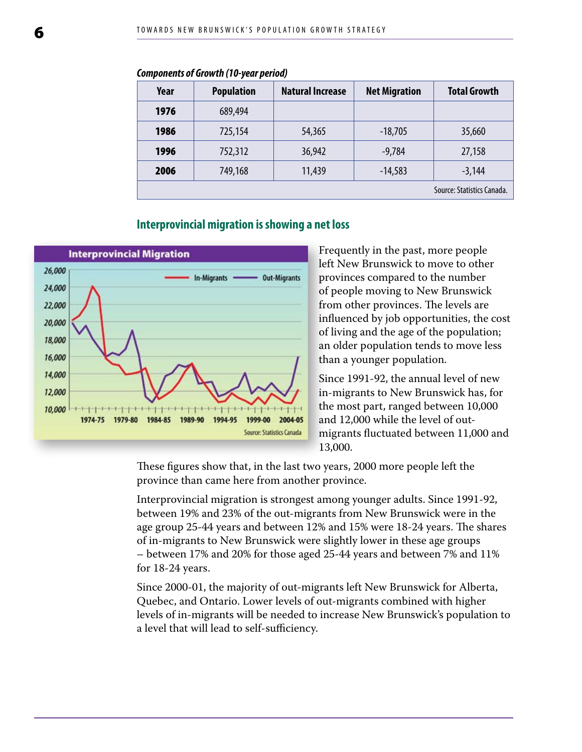***Components of Growth (10-year period)***

| Year | Population | Natural Increase | Net Migration | Total Growth |
|---|---|---|---|---|
| **1976** | 689,494 | | | |
| **1986** | 725,154 | 54,365 | -18,705 | 35,660 |
| **1996** | 752,312 | 36,942 | -9,784 | 27,158 |
| **2006** | 749,168 | 11,439 | -14,583 | -3,144 |
| Source: Statistics Canada. | | | | |

## Interprovincial migration is showing a net loss

Frequently in the past, more people left New Brunswick to move to other provinces compared to the number of people moving to New Brunswick from other provinces. The levels are influenced by job opportunities, the cost of living and the age of the population; an older population tends to move less than a younger population.

Since 1991-92, the annual level of new in-migrants to New Brunswick has, for the most part, ranged between 10,000 and 12,000 while the level of out-migrants fluctuated between 11,000 and 13,000.

These figures show that, in the last two years, 2000 more people left the province than came here from another province.

Interprovincial migration is strongest among younger adults. Since 1991-92, between 19% and 23% of the out-migrants from New Brunswick were in the age group 25-44 years and between 12% and 15% were 18-24 years. The shares of in-migrants to New Brunswick were slightly lower in these age groups – between 17% and 20% for those aged 25-44 years and between 7% and 11% for 18-24 years.

Since 2000-01, the majority of out-migrants left New Brunswick for Alberta, Quebec, and Ontario. Lower levels of out-migrants combined with higher levels of in-migrants will be needed to increase New Brunswick's population to a level that will lead to self-sufficiency.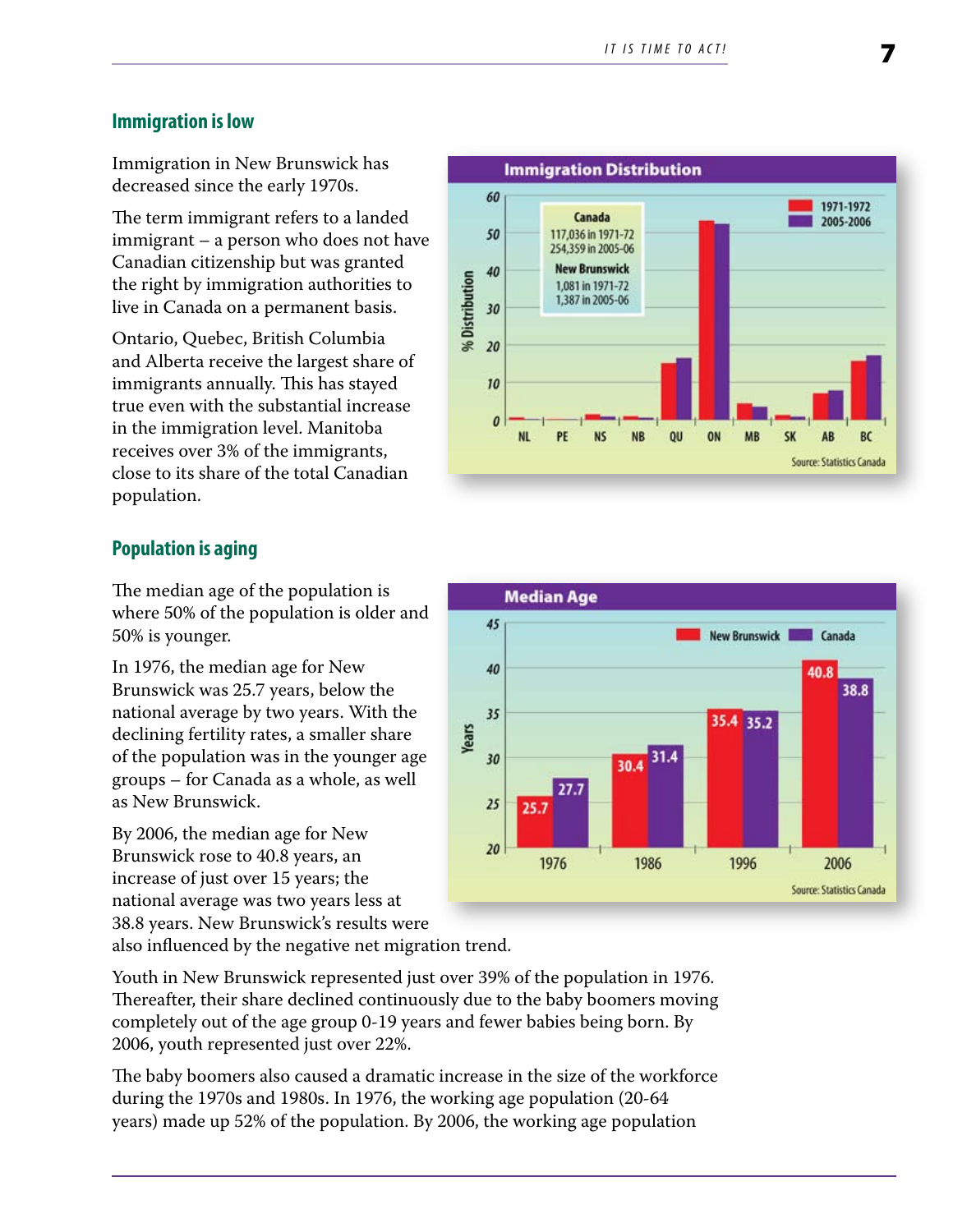## Immigration is low

Immigration in New Brunswick has decreased since the early 1970s.

The term immigrant refers to a landed immigrant – a person who does not have Canadian citizenship but was granted the right by immigration authorities to live in Canada on a permanent basis.

Ontario, Quebec, British Columbia and Alberta receive the largest share of immigrants annually. This has stayed true even with the substantial increase in the immigration level. Manitoba receives over 3% of the immigrants, close to its share of the total Canadian population.

**Immigration Distribution**

Canada
117,036 in 1971-72
254,359 in 2005-06

New Brunswick
1,081 in 1971-72
1,387 in 2005-06

Source: Statistics Canada

## Population is aging

The median age of the population is where 50% of the population is older and 50% is younger.

In 1976, the median age for New Brunswick was 25.7 years, below the national average by two years. With the declining fertility rates, a smaller share of the population was in the younger age groups – for Canada as a whole, as well as New Brunswick.

By 2006, the median age for New Brunswick rose to 40.8 years, an increase of just over 15 years; the national average was two years less at 38.8 years. New Brunswick's results were also influenced by the negative net migration trend.

**Median Age**

| Year | New Brunswick | Canada |
|---|---|---|
| 1976 | 25.7 | 27.7 |
| 1986 | 30.4 | 31.4 |
| 1996 | 35.4 | 35.2 |
| 2006 | 40.8 | 38.8 |

Source: Statistics Canada

Youth in New Brunswick represented just over 39% of the population in 1976. Thereafter, their share declined continuously due to the baby boomers moving completely out of the age group 0-19 years and fewer babies being born. By 2006, youth represented just over 22%.

The baby boomers also caused a dramatic increase in the size of the workforce during the 1970s and 1980s. In 1976, the working age population (20-64 years) made up 52% of the population. By 2006, the working age population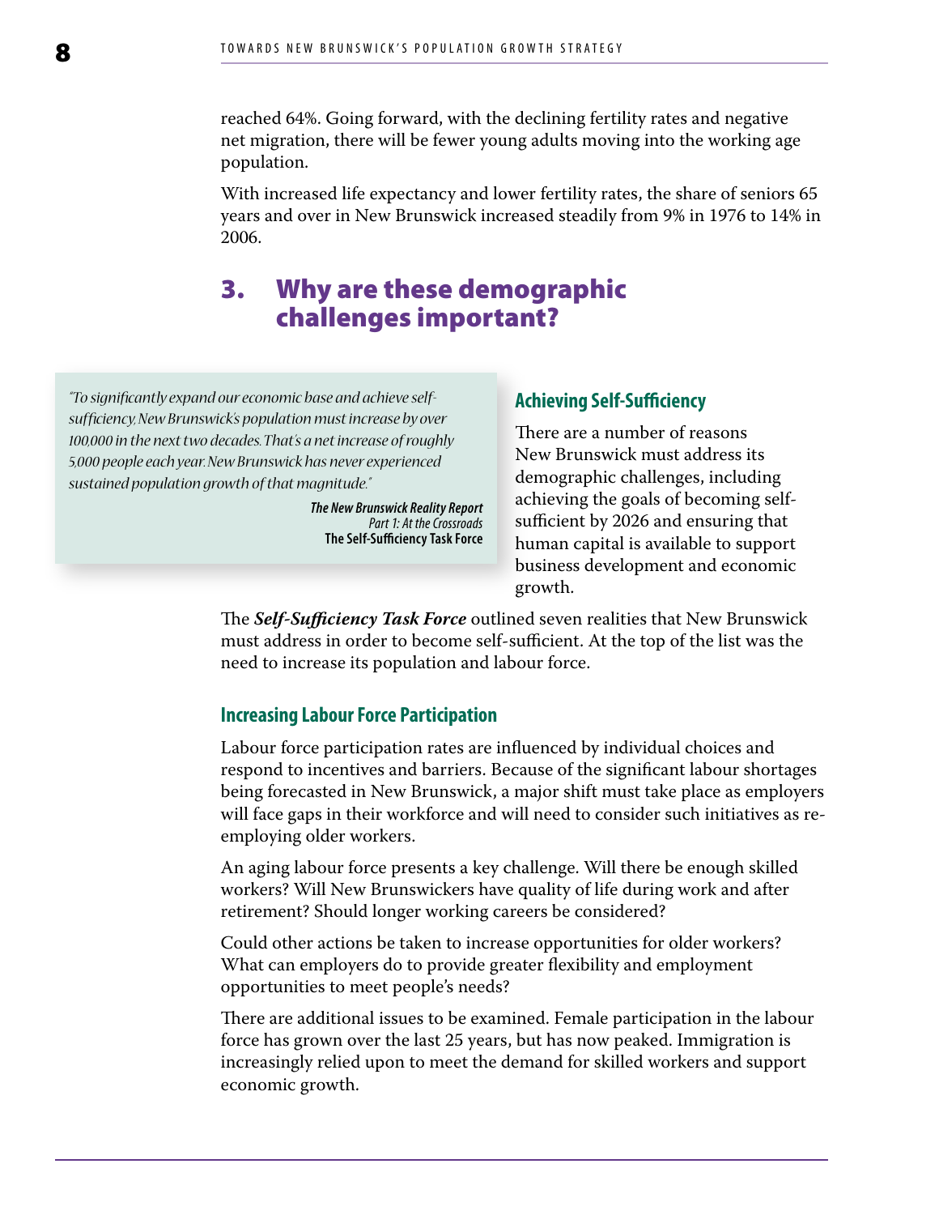reached 64%. Going forward, with the declining fertility rates and negative net migration, there will be fewer young adults moving into the working age population.

With increased life expectancy and lower fertility rates, the share of seniors 65 years and over in New Brunswick increased steadily from 9% in 1976 to 14% in 2006.

## 3. Why are these demographic challenges important?

> *"To significantly expand our economic base and achieve self-sufficiency, New Brunswick's population must increase by over 100,000 in the next two decades. That's a net increase of roughly 5,000 people each year. New Brunswick has never experienced sustained population growth of that magnitude."*
>
> ***The New Brunswick Reality Report***
> *Part 1: At the Crossroads*
> **The Self-Sufficiency Task Force**

### Achieving Self-Sufficiency

There are a number of reasons New Brunswick must address its demographic challenges, including achieving the goals of becoming self-sufficient by 2026 and ensuring that human capital is available to support business development and economic growth.

The ***Self-Sufficiency Task Force*** outlined seven realities that New Brunswick must address in order to become self-sufficient. At the top of the list was the need to increase its population and labour force.

### Increasing Labour Force Participation

Labour force participation rates are influenced by individual choices and respond to incentives and barriers. Because of the significant labour shortages being forecasted in New Brunswick, a major shift must take place as employers will face gaps in their workforce and will need to consider such initiatives as re-employing older workers.

An aging labour force presents a key challenge. Will there be enough skilled workers? Will New Brunswickers have quality of life during work and after retirement? Should longer working careers be considered?

Could other actions be taken to increase opportunities for older workers? What can employers do to provide greater flexibility and employment opportunities to meet people's needs?

There are additional issues to be examined. Female participation in the labour force has grown over the last 25 years, but has now peaked. Immigration is increasingly relied upon to meet the demand for skilled workers and support economic growth.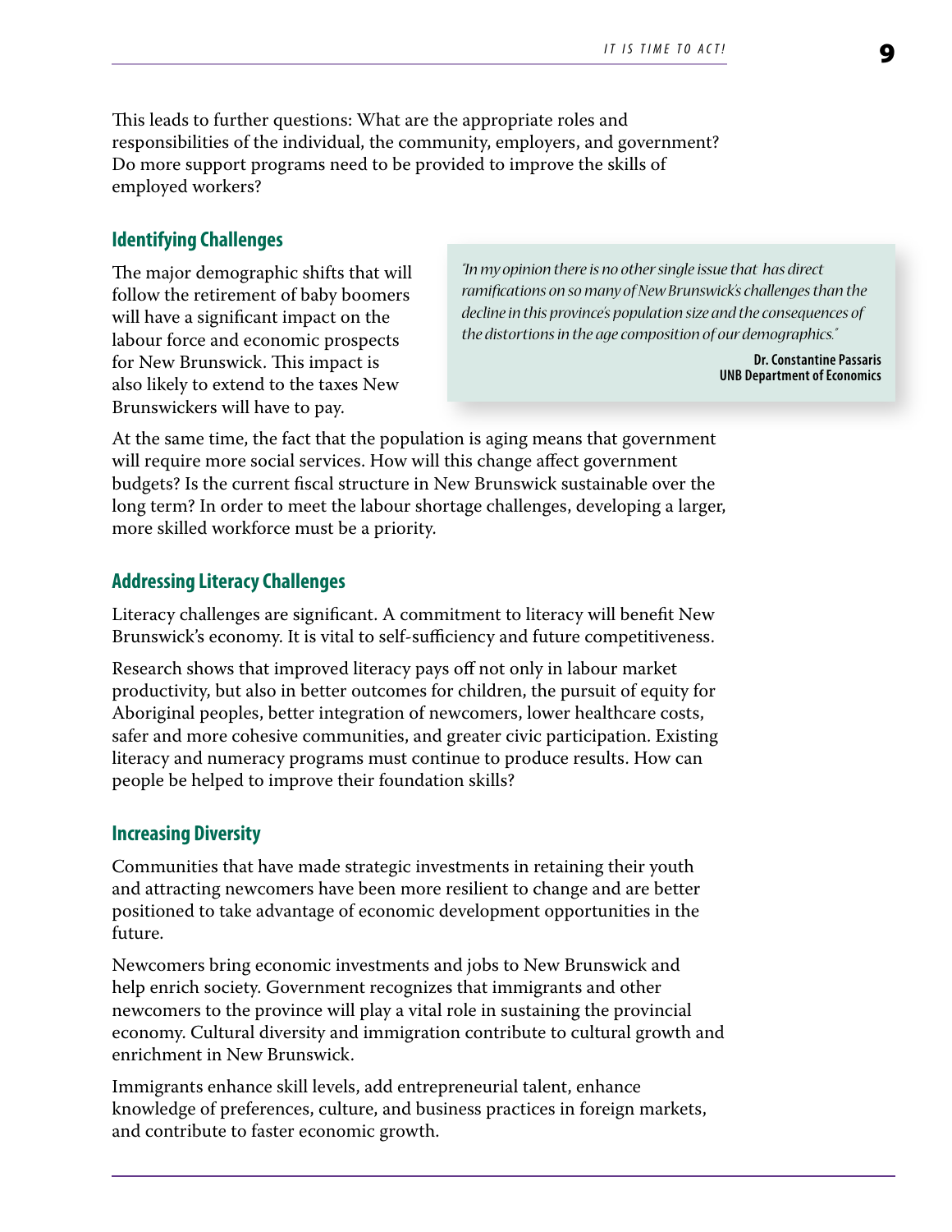This leads to further questions: What are the appropriate roles and responsibilities of the individual, the community, employers, and government? Do more support programs need to be provided to improve the skills of employed workers?

### Identifying Challenges

The major demographic shifts that will follow the retirement of baby boomers will have a significant impact on the labour force and economic prospects for New Brunswick. This impact is also likely to extend to the taxes New Brunswickers will have to pay.

> *"In my opinion there is no other single issue that has direct ramifications on so many of New Brunswick's challenges than the decline in this province's population size and the consequences of the distortions in the age composition of our demographics."*
>
> **Dr. Constantine Passaris**
> **UNB Department of Economics**

At the same time, the fact that the population is aging means that government will require more social services. How will this change affect government budgets? Is the current fiscal structure in New Brunswick sustainable over the long term? In order to meet the labour shortage challenges, developing a larger, more skilled workforce must be a priority.

### Addressing Literacy Challenges

Literacy challenges are significant. A commitment to literacy will benefit New Brunswick's economy. It is vital to self-sufficiency and future competitiveness.

Research shows that improved literacy pays off not only in labour market productivity, but also in better outcomes for children, the pursuit of equity for Aboriginal peoples, better integration of newcomers, lower healthcare costs, safer and more cohesive communities, and greater civic participation. Existing literacy and numeracy programs must continue to produce results. How can people be helped to improve their foundation skills?

### Increasing Diversity

Communities that have made strategic investments in retaining their youth and attracting newcomers have been more resilient to change and are better positioned to take advantage of economic development opportunities in the future.

Newcomers bring economic investments and jobs to New Brunswick and help enrich society. Government recognizes that immigrants and other newcomers to the province will play a vital role in sustaining the provincial economy. Cultural diversity and immigration contribute to cultural growth and enrichment in New Brunswick.

Immigrants enhance skill levels, add entrepreneurial talent, enhance knowledge of preferences, culture, and business practices in foreign markets, and contribute to faster economic growth.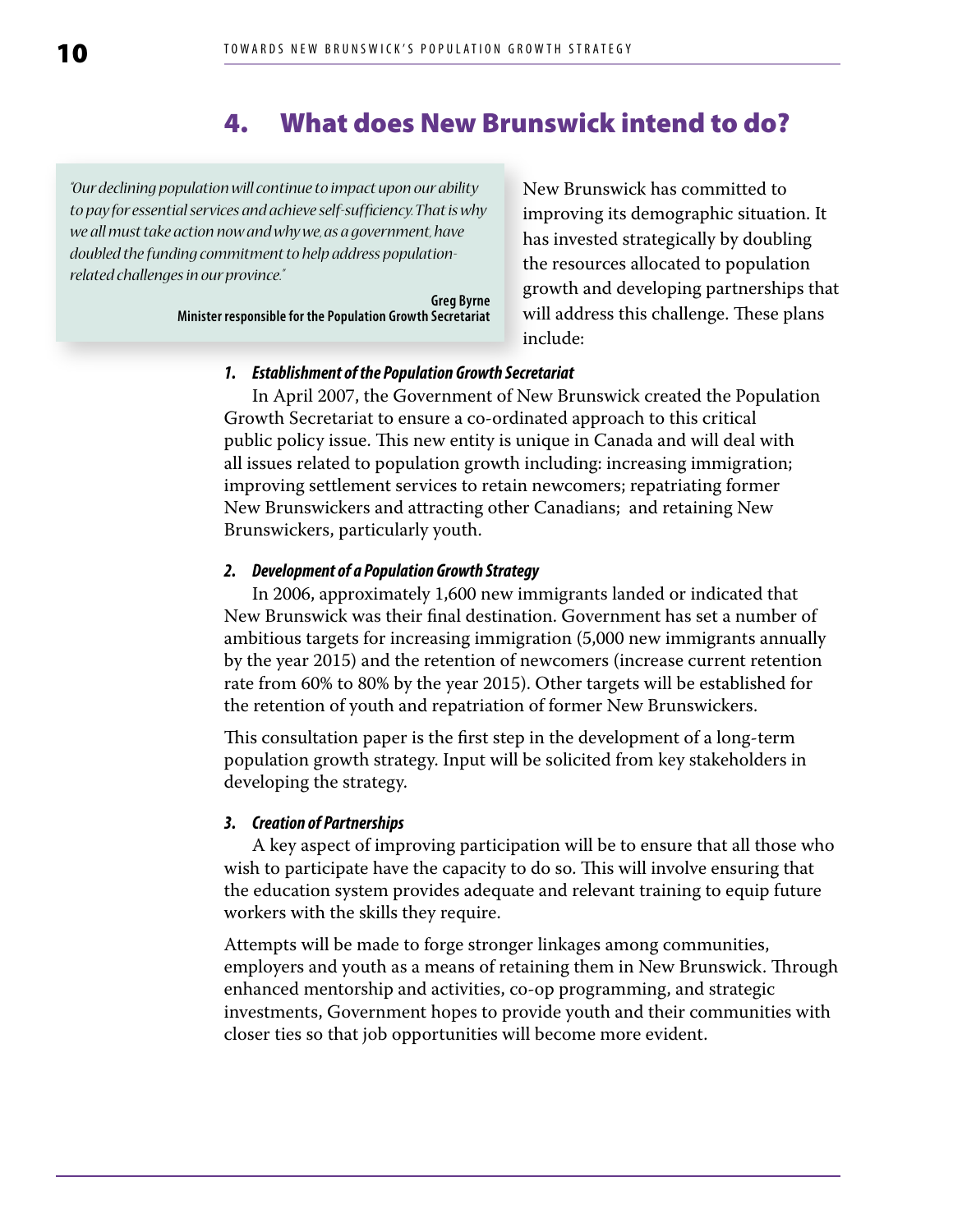## 4. What does New Brunswick intend to do?

> *"Our declining population will continue to impact upon our ability to pay for essential services and achieve self-sufficiency. That is why we all must take action now and why we, as a government, have doubled the funding commitment to help address population-related challenges in our province."*
>
> **Greg Byrne**
> **Minister responsible for the Population Growth Secretariat**

New Brunswick has committed to improving its demographic situation. It has invested strategically by doubling the resources allocated to population growth and developing partnerships that will address this challenge. These plans include:

***1. Establishment of the Population Growth Secretariat***

In April 2007, the Government of New Brunswick created the Population Growth Secretariat to ensure a co-ordinated approach to this critical public policy issue. This new entity is unique in Canada and will deal with all issues related to population growth including: increasing immigration; improving settlement services to retain newcomers; repatriating former New Brunswickers and attracting other Canadians; and retaining New Brunswickers, particularly youth.

***2. Development of a Population Growth Strategy***

In 2006, approximately 1,600 new immigrants landed or indicated that New Brunswick was their final destination. Government has set a number of ambitious targets for increasing immigration (5,000 new immigrants annually by the year 2015) and the retention of newcomers (increase current retention rate from 60% to 80% by the year 2015). Other targets will be established for the retention of youth and repatriation of former New Brunswickers.

This consultation paper is the first step in the development of a long-term population growth strategy. Input will be solicited from key stakeholders in developing the strategy.

***3. Creation of Partnerships***

A key aspect of improving participation will be to ensure that all those who wish to participate have the capacity to do so. This will involve ensuring that the education system provides adequate and relevant training to equip future workers with the skills they require.

Attempts will be made to forge stronger linkages among communities, employers and youth as a means of retaining them in New Brunswick. Through enhanced mentorship and activities, co-op programming, and strategic investments, Government hopes to provide youth and their communities with closer ties so that job opportunities will become more evident.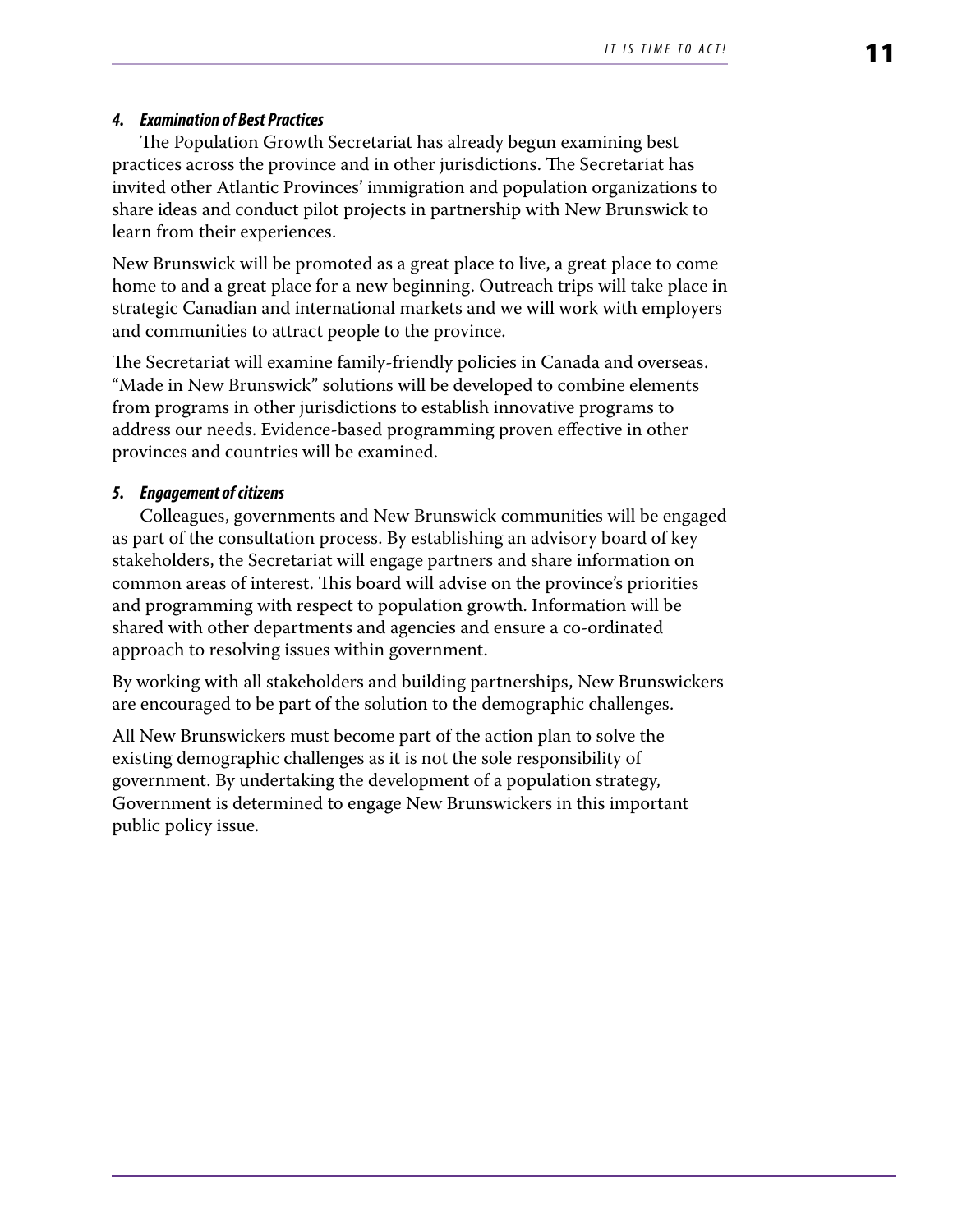***4. Examination of Best Practices***

The Population Growth Secretariat has already begun examining best practices across the province and in other jurisdictions. The Secretariat has invited other Atlantic Provinces' immigration and population organizations to share ideas and conduct pilot projects in partnership with New Brunswick to learn from their experiences.

New Brunswick will be promoted as a great place to live, a great place to come home to and a great place for a new beginning. Outreach trips will take place in strategic Canadian and international markets and we will work with employers and communities to attract people to the province.

The Secretariat will examine family-friendly policies in Canada and overseas. "Made in New Brunswick" solutions will be developed to combine elements from programs in other jurisdictions to establish innovative programs to address our needs. Evidence-based programming proven effective in other provinces and countries will be examined.

***5. Engagement of citizens***

Colleagues, governments and New Brunswick communities will be engaged as part of the consultation process. By establishing an advisory board of key stakeholders, the Secretariat will engage partners and share information on common areas of interest. This board will advise on the province's priorities and programming with respect to population growth. Information will be shared with other departments and agencies and ensure a co-ordinated approach to resolving issues within government.

By working with all stakeholders and building partnerships, New Brunswickers are encouraged to be part of the solution to the demographic challenges.

All New Brunswickers must become part of the action plan to solve the existing demographic challenges as it is not the sole responsibility of government. By undertaking the development of a population strategy, Government is determined to engage New Brunswickers in this important public policy issue.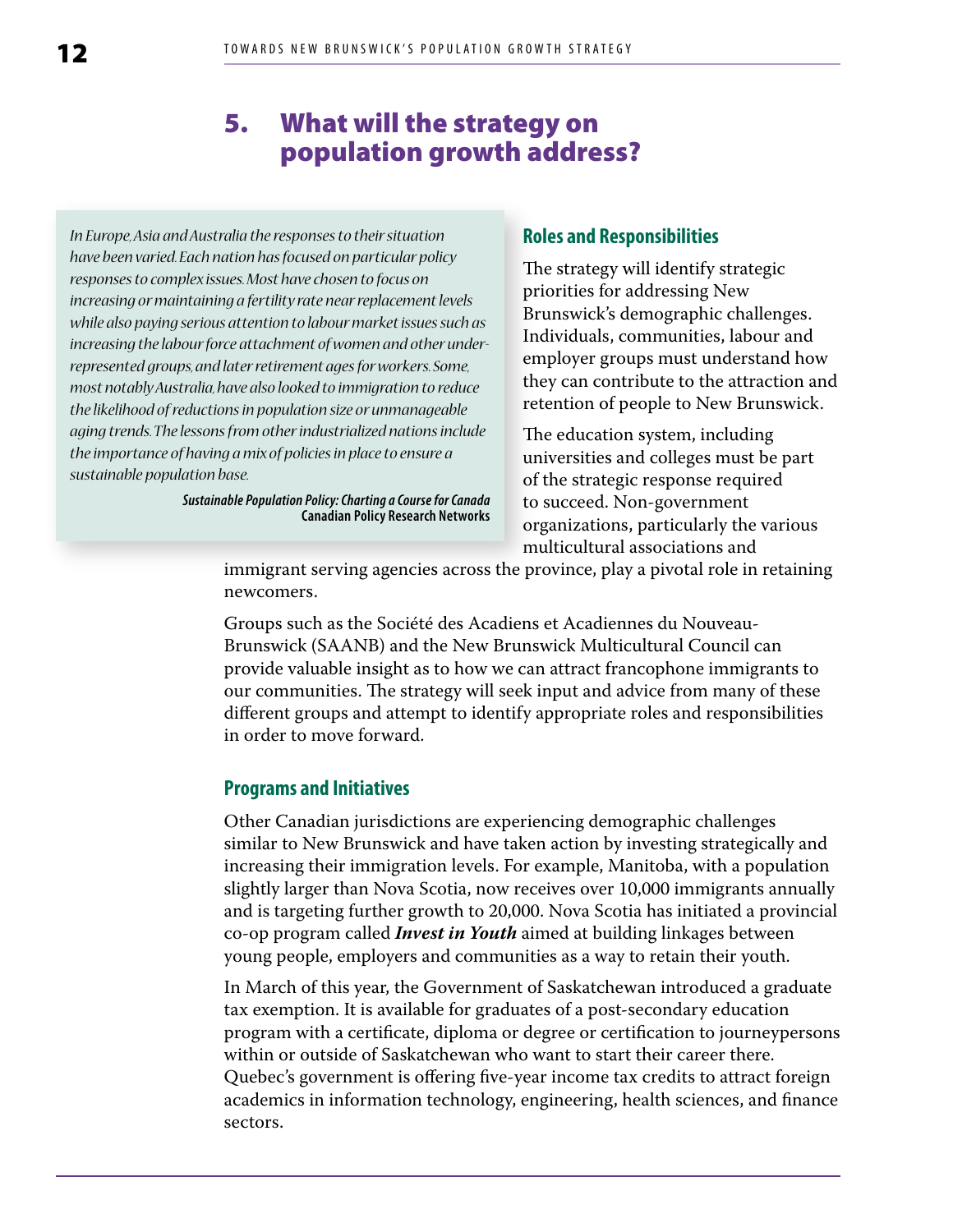## 5. What will the strategy on population growth address?

> *In Europe, Asia and Australia the responses to their situation have been varied. Each nation has focused on particular policy responses to complex issues. Most have chosen to focus on increasing or maintaining a fertility rate near replacement levels while also paying serious attention to labour market issues such as increasing the labour force attachment of women and other under-represented groups, and later retirement ages for workers. Some, most notably Australia, have also looked to immigration to reduce the likelihood of reductions in population size or unmanageable aging trends. The lessons from other industrialized nations include the importance of having a mix of policies in place to ensure a sustainable population base.*
>
> ***Sustainable Population Policy: Charting a Course for Canada***
> **Canadian Policy Research Networks**

### Roles and Responsibilities

The strategy will identify strategic priorities for addressing New Brunswick's demographic challenges. Individuals, communities, labour and employer groups must understand how they can contribute to the attraction and retention of people to New Brunswick.

The education system, including universities and colleges must be part of the strategic response required to succeed. Non-government organizations, particularly the various multicultural associations and immigrant serving agencies across the province, play a pivotal role in retaining newcomers.

Groups such as the Société des Acadiens et Acadiennes du Nouveau-Brunswick (SAANB) and the New Brunswick Multicultural Council can provide valuable insight as to how we can attract francophone immigrants to our communities. The strategy will seek input and advice from many of these different groups and attempt to identify appropriate roles and responsibilities in order to move forward.

### Programs and Initiatives

Other Canadian jurisdictions are experiencing demographic challenges similar to New Brunswick and have taken action by investing strategically and increasing their immigration levels. For example, Manitoba, with a population slightly larger than Nova Scotia, now receives over 10,000 immigrants annually and is targeting further growth to 20,000. Nova Scotia has initiated a provincial co-op program called ***Invest in Youth*** aimed at building linkages between young people, employers and communities as a way to retain their youth.

In March of this year, the Government of Saskatchewan introduced a graduate tax exemption. It is available for graduates of a post-secondary education program with a certificate, diploma or degree or certification to journeypersons within or outside of Saskatchewan who want to start their career there. Quebec's government is offering five-year income tax credits to attract foreign academics in information technology, engineering, health sciences, and finance sectors.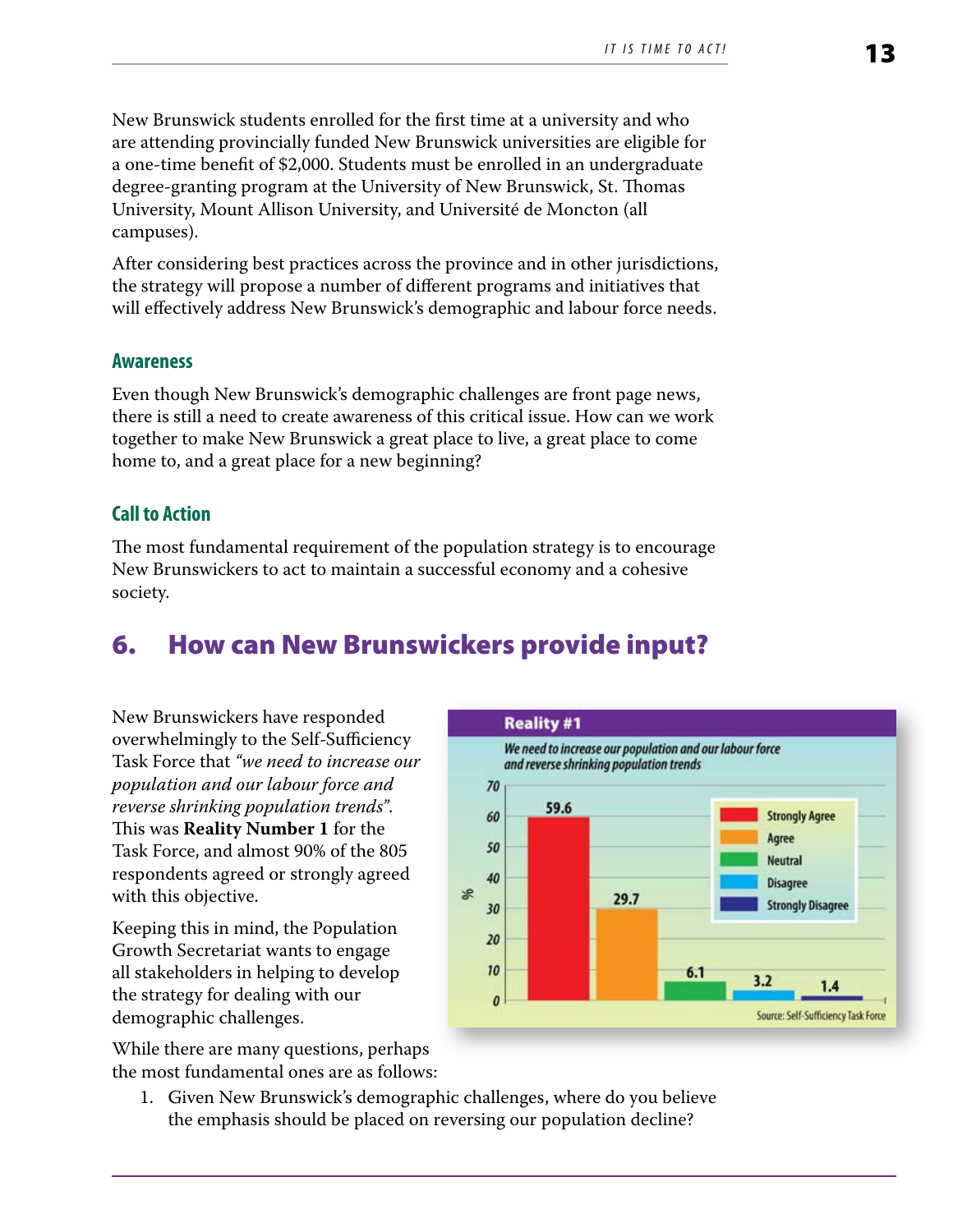New Brunswick students enrolled for the first time at a university and who are attending provincially funded New Brunswick universities are eligible for a one-time benefit of $2,000. Students must be enrolled in an undergraduate degree-granting program at the University of New Brunswick, St. Thomas University, Mount Allison University, and Université de Moncton (all campuses).

After considering best practices across the province and in other jurisdictions, the strategy will propose a number of different programs and initiatives that will effectively address New Brunswick's demographic and labour force needs.

### Awareness

Even though New Brunswick's demographic challenges are front page news, there is still a need to create awareness of this critical issue. How can we work together to make New Brunswick a great place to live, a great place to come home to, and a great place for a new beginning?

### Call to Action

The most fundamental requirement of the population strategy is to encourage New Brunswickers to act to maintain a successful economy and a cohesive society.

## 6. How can New Brunswickers provide input?

New Brunswickers have responded overwhelmingly to the Self-Sufficiency Task Force that *"we need to increase our population and our labour force and reverse shrinking population trends".* This was **Reality Number 1** for the Task Force, and almost 90% of the 805 respondents agreed or strongly agreed with this objective.

**Reality #1**

*We need to increase our population and our labour force and reverse shrinking population trends*

| Response | % |
|---|---|
| Strongly Agree | 59.6 |
| Agree | 29.7 |
| Neutral | 6.1 |
| Disagree | 3.2 |
| Strongly Disagree | 1.4 |

Source: Self-Sufficiency Task Force

Keeping this in mind, the Population Growth Secretariat wants to engage all stakeholders in helping to develop the strategy for dealing with our demographic challenges.

While there are many questions, perhaps the most fundamental ones are as follows:

1. Given New Brunswick's demographic challenges, where do you believe the emphasis should be placed on reversing our population decline?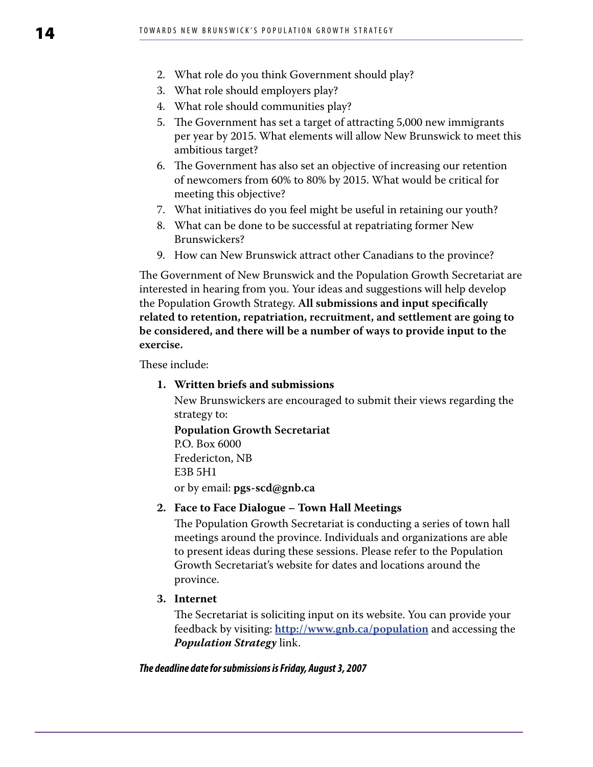2. What role do you think Government should play?
3. What role should employers play?
4. What role should communities play?
5. The Government has set a target of attracting 5,000 new immigrants per year by 2015. What elements will allow New Brunswick to meet this ambitious target?
6. The Government has also set an objective of increasing our retention of newcomers from 60% to 80% by 2015. What would be critical for meeting this objective?
7. What initiatives do you feel might be useful in retaining our youth?
8. What can be done to be successful at repatriating former New Brunswickers?
9. How can New Brunswick attract other Canadians to the province?

The Government of New Brunswick and the Population Growth Secretariat are interested in hearing from you. Your ideas and suggestions will help develop the Population Growth Strategy. **All submissions and input specifically related to retention, repatriation, recruitment, and settlement are going to be considered, and there will be a number of ways to provide input to the exercise.**

These include:

1. **Written briefs and submissions**

   New Brunswickers are encouraged to submit their views regarding the strategy to:

   **Population Growth Secretariat**
   P.O. Box 6000
   Fredericton, NB
   E3B 5H1

   or by email: **pgs-scd@gnb.ca**

2. **Face to Face Dialogue – Town Hall Meetings**

   The Population Growth Secretariat is conducting a series of town hall meetings around the province. Individuals and organizations are able to present ideas during these sessions. Please refer to the Population Growth Secretariat's website for dates and locations around the province.

3. **Internet**

   The Secretariat is soliciting input on its website. You can provide your feedback by visiting: **http://www.gnb.ca/population** and accessing the ***Population Strategy*** link.

***The deadline date for submissions is Friday, August 3, 2007***